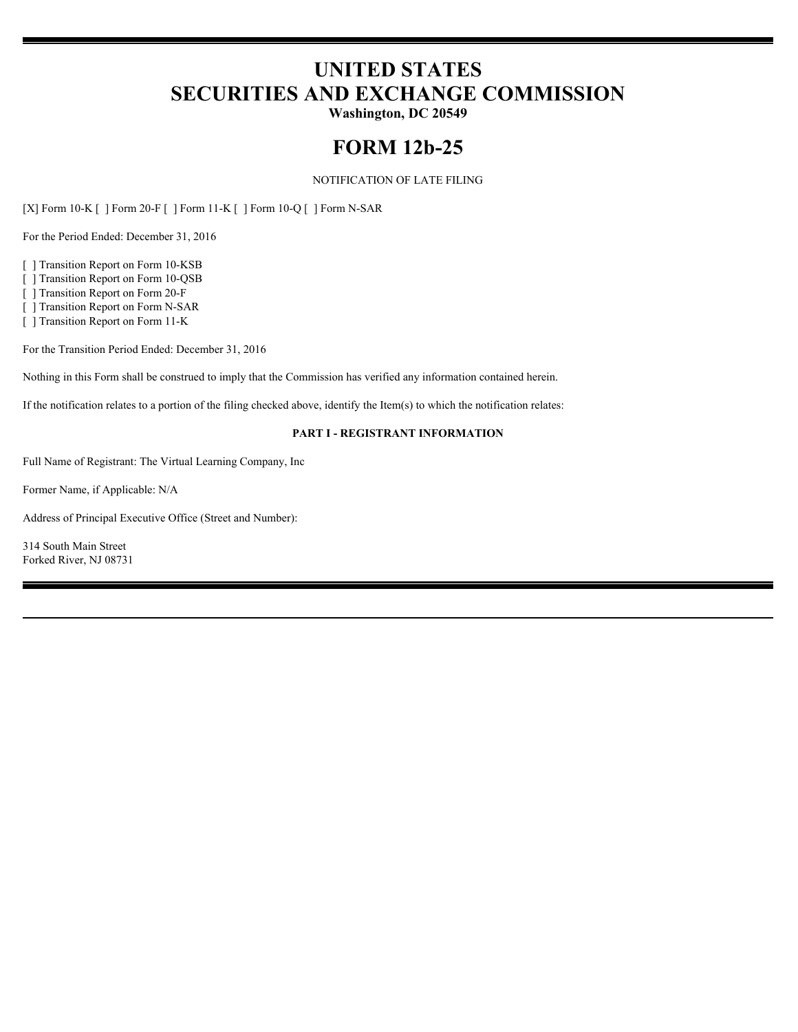# UNITED STATES
# SECURITIES AND EXCHANGE COMMISSION

**Washington, DC 20549**

# FORM 12b-25

NOTIFICATION OF LATE FILING

[X] Form 10-K [ ] Form 20-F [ ] Form 11-K [ ] Form 10-Q [ ] Form N-SAR

For the Period Ended: December 31, 2016

[ ] Transition Report on Form 10-KSB
[ ] Transition Report on Form 10-QSB
[ ] Transition Report on Form 20-F
[ ] Transition Report on Form N-SAR
[ ] Transition Report on Form 11-K

For the Transition Period Ended: December 31, 2016

Nothing in this Form shall be construed to imply that the Commission has verified any information contained herein.

If the notification relates to a portion of the filing checked above, identify the Item(s) to which the notification relates:

**PART I - REGISTRANT INFORMATION**

Full Name of Registrant: The Virtual Learning Company, Inc

Former Name, if Applicable: N/A

Address of Principal Executive Office (Street and Number):

314 South Main Street
Forked River, NJ 08731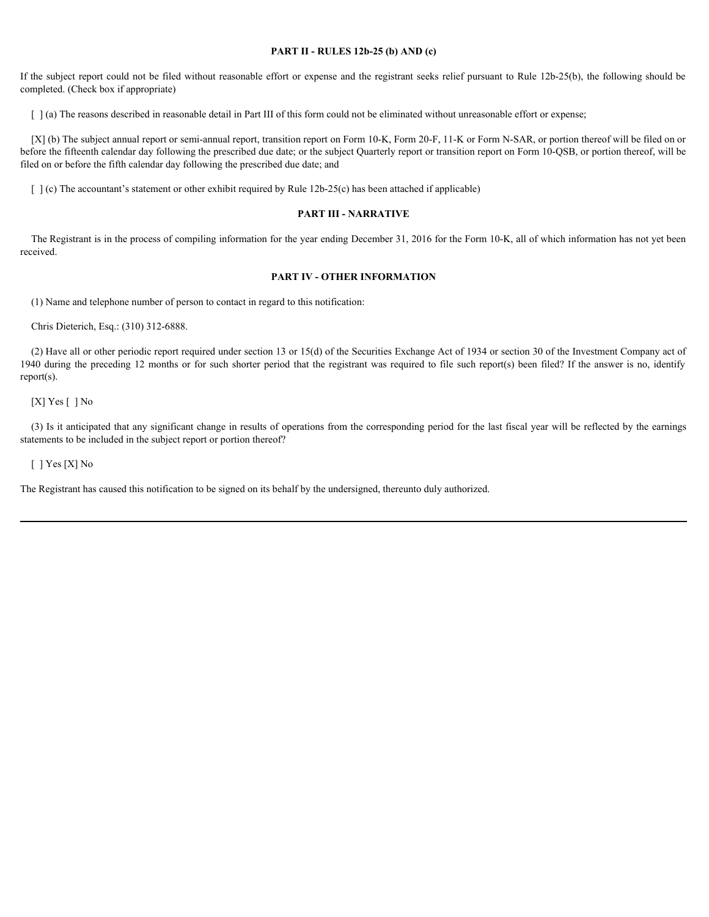## PART II - RULES 12b-25 (b) AND (c)

If the subject report could not be filed without reasonable effort or expense and the registrant seeks relief pursuant to Rule 12b-25(b), the following should be completed. (Check box if appropriate)

[ ] (a) The reasons described in reasonable detail in Part III of this form could not be eliminated without unreasonable effort or expense;

[X] (b) The subject annual report or semi-annual report, transition report on Form 10-K, Form 20-F, 11-K or Form N-SAR, or portion thereof will be filed on or before the fifteenth calendar day following the prescribed due date; or the subject Quarterly report or transition report on Form 10-QSB, or portion thereof, will be filed on or before the fifth calendar day following the prescribed due date; and

[ ] (c) The accountant's statement or other exhibit required by Rule 12b-25(c) has been attached if applicable)

## PART III - NARRATIVE

The Registrant is in the process of compiling information for the year ending December 31, 2016 for the Form 10-K, all of which information has not yet been received.

## PART IV - OTHER INFORMATION

(1) Name and telephone number of person to contact in regard to this notification:

Chris Dieterich, Esq.: (310) 312-6888.

(2) Have all or other periodic report required under section 13 or 15(d) of the Securities Exchange Act of 1934 or section 30 of the Investment Company act of 1940 during the preceding 12 months or for such shorter period that the registrant was required to file such report(s) been filed? If the answer is no, identify report(s).

[X] Yes [ ] No

(3) Is it anticipated that any significant change in results of operations from the corresponding period for the last fiscal year will be reflected by the earnings statements to be included in the subject report or portion thereof?

[ ] Yes [X] No

The Registrant has caused this notification to be signed on its behalf by the undersigned, thereunto duly authorized.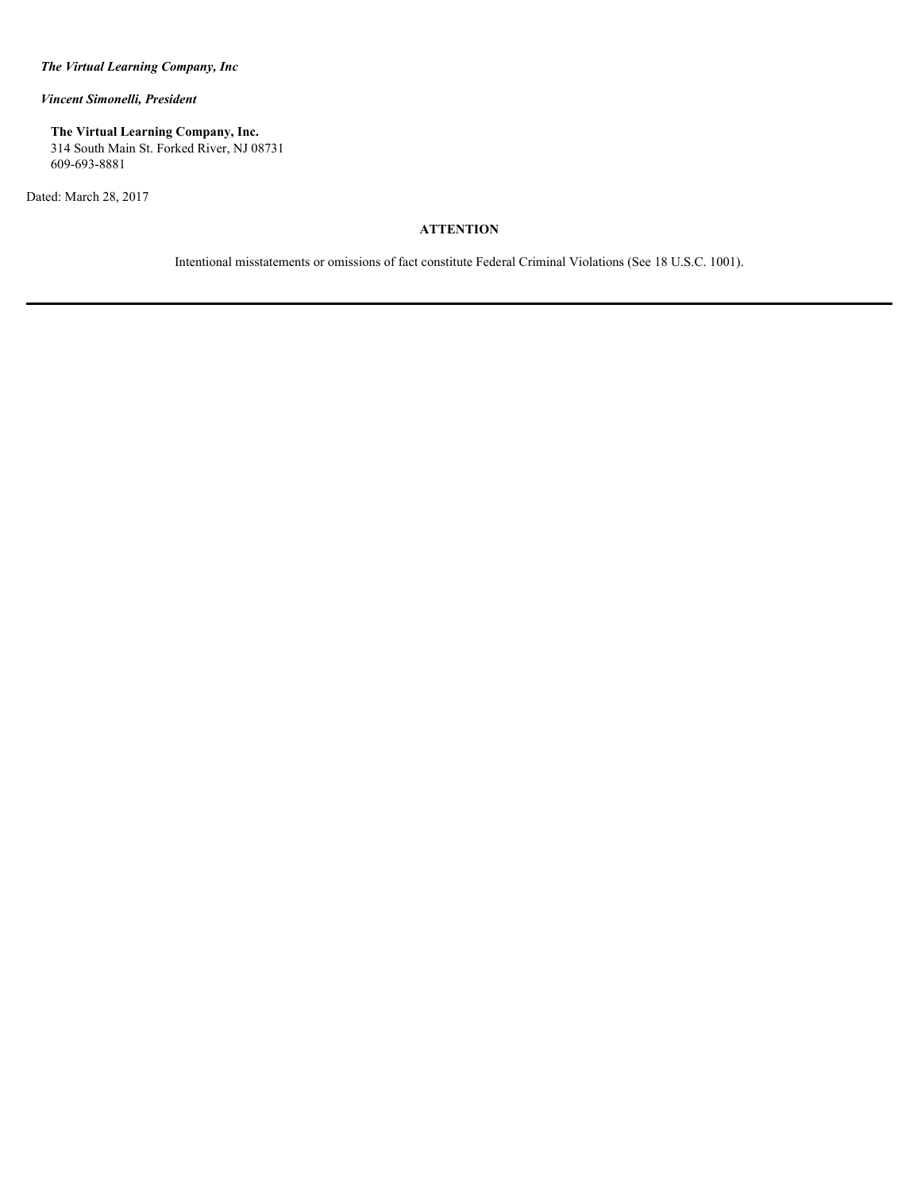*The Virtual Learning Company, Inc*

*Vincent Simonelli, President*

**The Virtual Learning Company, Inc.**
314 South Main St. Forked River, NJ 08731
609-693-8881

Dated: March 28, 2017

**ATTENTION**

Intentional misstatements or omissions of fact constitute Federal Criminal Violations (See 18 U.S.C. 1001).